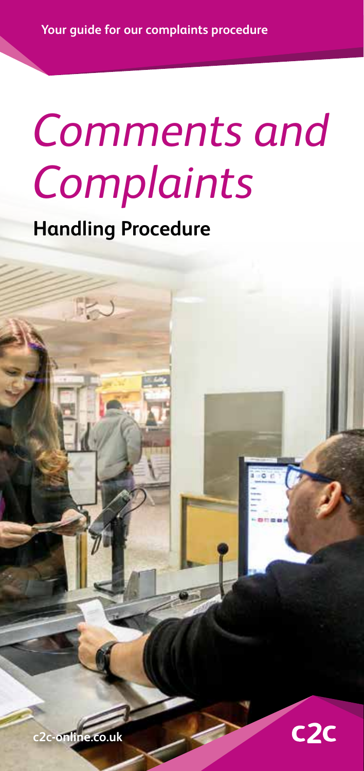Your guide for our complaints procedure

# *Comments and Complaints*

## Handling Procedure

c2c-online.co.uk

c2c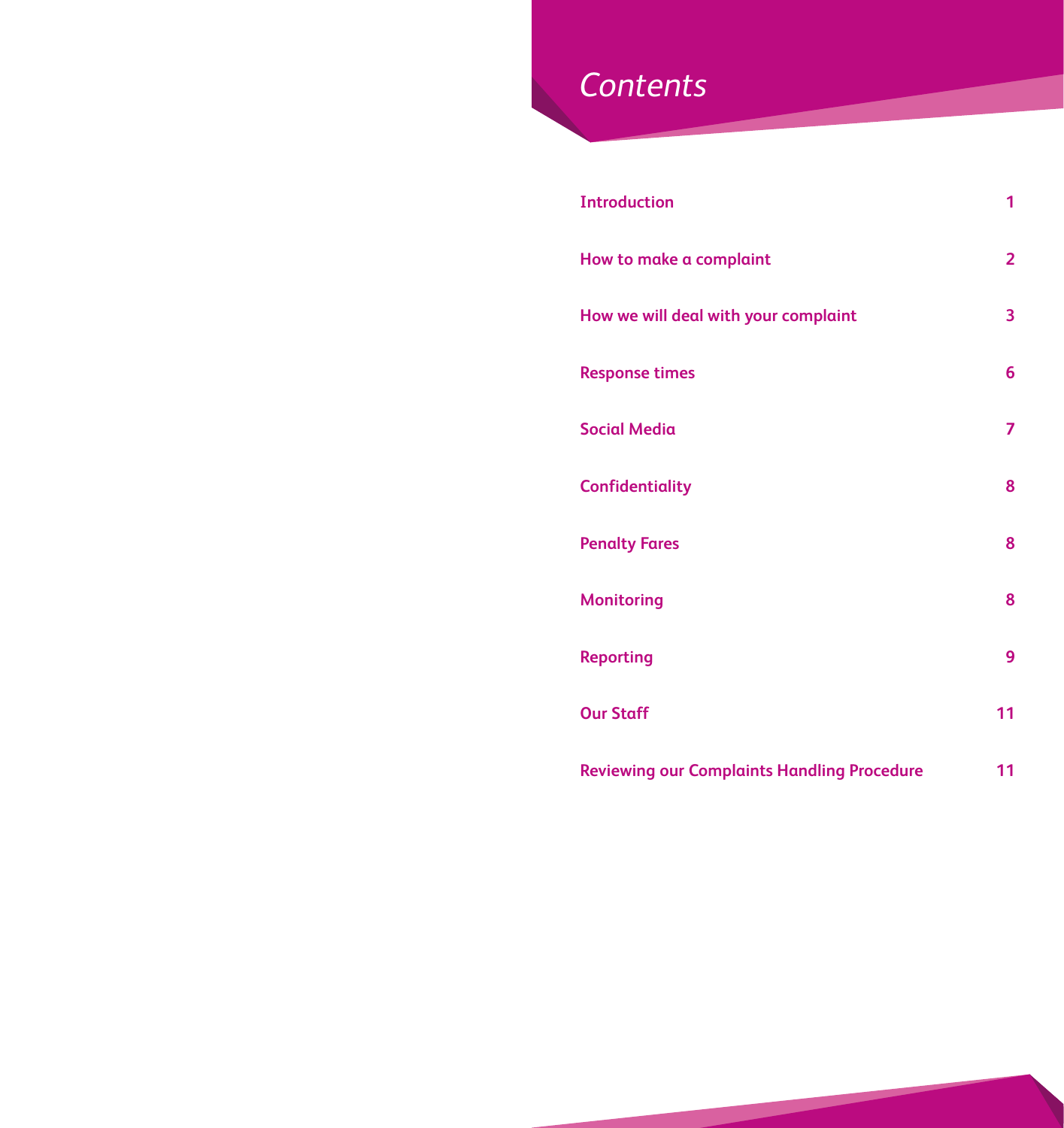# Contents

| | |
|---|---|
| Introduction | 1 |
| How to make a complaint | 2 |
| How we will deal with your complaint | 3 |
| Response times | 6 |
| Social Media | 7 |
| Confidentiality | 8 |
| Penalty Fares | 8 |
| Monitoring | 8 |
| Reporting | 9 |
| Our Staff | 11 |
| Reviewing our Complaints Handling Procedure | 11 |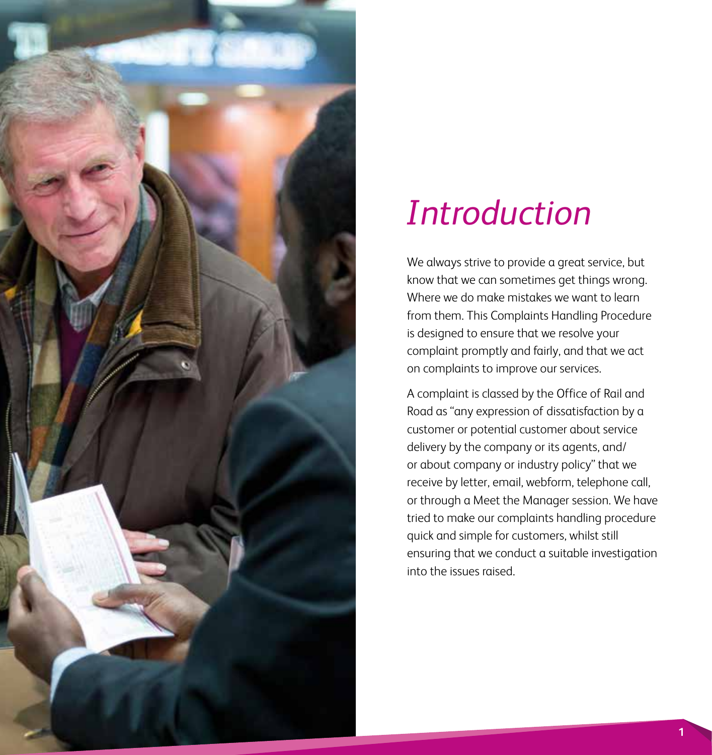# *Introduction*

We always strive to provide a great service, but know that we can sometimes get things wrong. Where we do make mistakes we want to learn from them. This Complaints Handling Procedure is designed to ensure that we resolve your complaint promptly and fairly, and that we act on complaints to improve our services.

A complaint is classed by the Office of Rail and Road as "any expression of dissatisfaction by a customer or potential customer about service delivery by the company or its agents, and/or about company or industry policy" that we receive by letter, email, webform, telephone call, or through a Meet the Manager session. We have tried to make our complaints handling procedure quick and simple for customers, whilst still ensuring that we conduct a suitable investigation into the issues raised.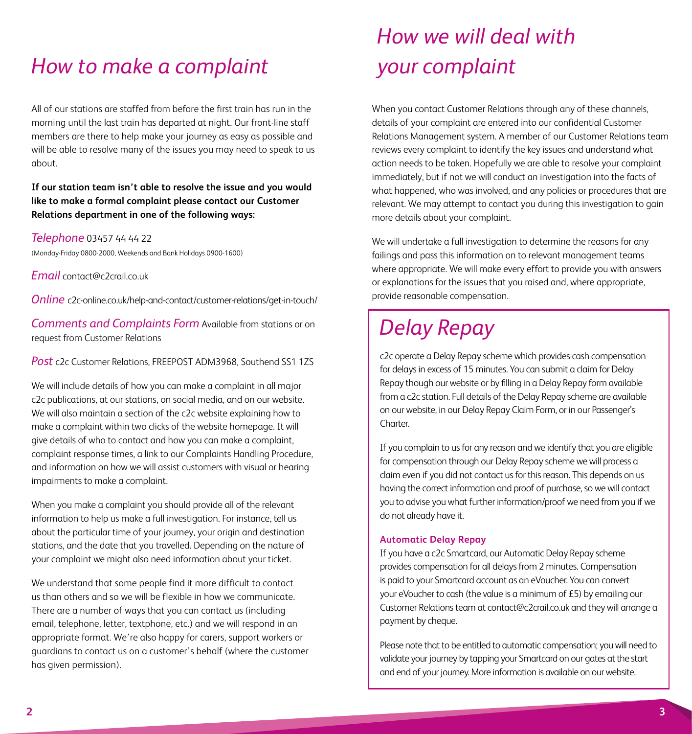# How to make a complaint

All of our stations are staffed from before the first train has run in the morning until the last train has departed at night. Our front-line staff members are there to help make your journey as easy as possible and will be able to resolve many of the issues you may need to speak to us about.

**If our station team isn't able to resolve the issue and you would like to make a formal complaint please contact our Customer Relations department in one of the following ways:**

*Telephone* 03457 44 44 22
(Monday-Friday 0800-2000, Weekends and Bank Holidays 0900-1600)

*Email* contact@c2crail.co.uk

*Online* c2c-online.co.uk/help-and-contact/customer-relations/get-in-touch/

*Comments and Complaints Form* Available from stations or on request from Customer Relations

*Post* c2c Customer Relations, FREEPOST ADM3968, Southend SS1 1ZS

We will include details of how you can make a complaint in all major c2c publications, at our stations, on social media, and on our website. We will also maintain a section of the c2c website explaining how to make a complaint within two clicks of the website homepage. It will give details of who to contact and how you can make a complaint, complaint response times, a link to our Complaints Handling Procedure, and information on how we will assist customers with visual or hearing impairments to make a complaint.

When you make a complaint you should provide all of the relevant information to help us make a full investigation. For instance, tell us about the particular time of your journey, your origin and destination stations, and the date that you travelled. Depending on the nature of your complaint we might also need information about your ticket.

We understand that some people find it more difficult to contact us than others and so we will be flexible in how we communicate. There are a number of ways that you can contact us (including email, telephone, letter, textphone, etc.) and we will respond in an appropriate format. We're also happy for carers, support workers or guardians to contact us on a customer's behalf (where the customer has given permission).

# How we will deal with your complaint

When you contact Customer Relations through any of these channels, details of your complaint are entered into our confidential Customer Relations Management system. A member of our Customer Relations team reviews every complaint to identify the key issues and understand what action needs to be taken. Hopefully we are able to resolve your complaint immediately, but if not we will conduct an investigation into the facts of what happened, who was involved, and any policies or procedures that are relevant. We may attempt to contact you during this investigation to gain more details about your complaint.

We will undertake a full investigation to determine the reasons for any failings and pass this information on to relevant management teams where appropriate. We will make every effort to provide you with answers or explanations for the issues that you raised and, where appropriate, provide reasonable compensation.

## Delay Repay

c2c operate a Delay Repay scheme which provides cash compensation for delays in excess of 15 minutes. You can submit a claim for Delay Repay though our website or by filling in a Delay Repay form available from a c2c station. Full details of the Delay Repay scheme are available on our website, in our Delay Repay Claim Form, or in our Passenger's Charter.

If you complain to us for any reason and we identify that you are eligible for compensation through our Delay Repay scheme we will process a claim even if you did not contact us for this reason. This depends on us having the correct information and proof of purchase, so we will contact you to advise you what further information/proof we need from you if we do not already have it.

### Automatic Delay Repay

If you have a c2c Smartcard, our Automatic Delay Repay scheme provides compensation for all delays from 2 minutes. Compensation is paid to your Smartcard account as an eVoucher. You can convert your eVoucher to cash (the value is a minimum of £5) by emailing our Customer Relations team at contact@c2crail.co.uk and they will arrange a payment by cheque.

Please note that to be entitled to automatic compensation; you will need to validate your journey by tapping your Smartcard on our gates at the start and end of your journey. More information is available on our website.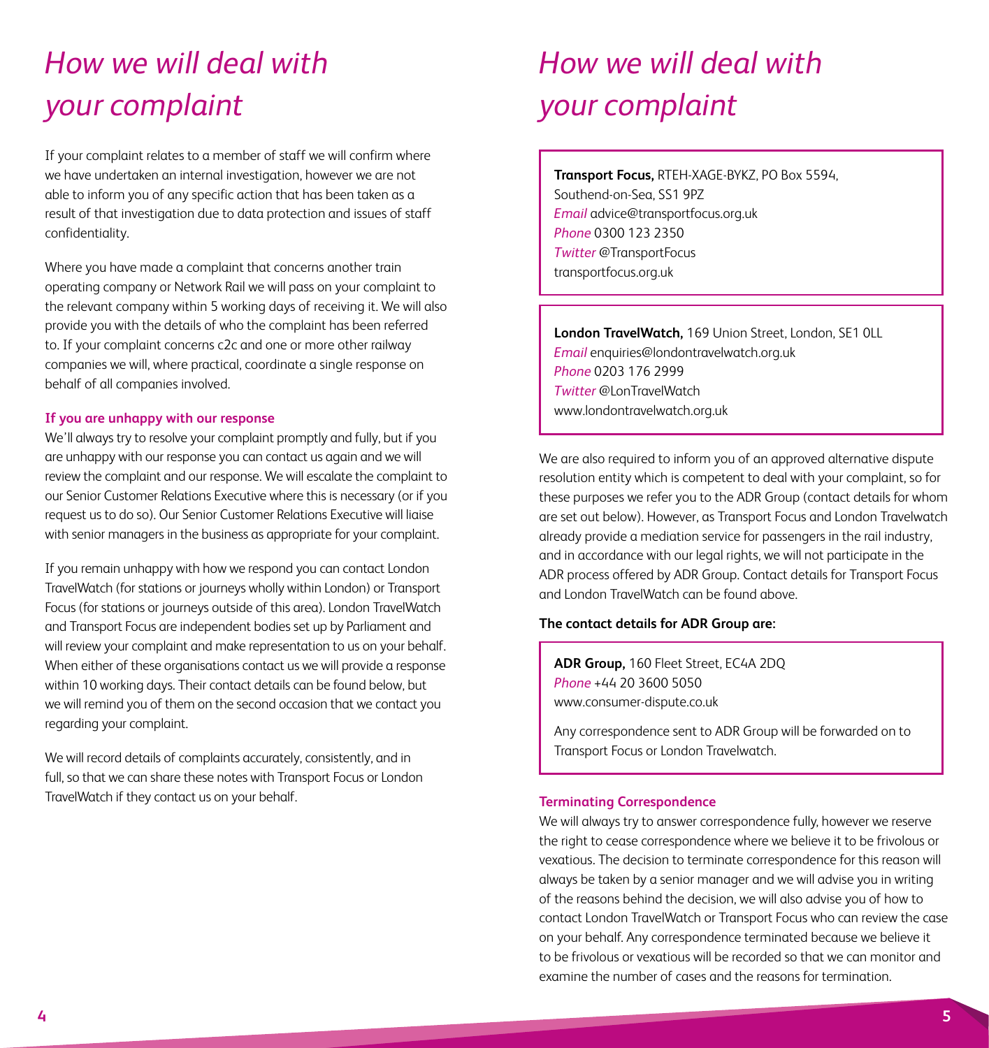# How we will deal with your complaint

If your complaint relates to a member of staff we will confirm where we have undertaken an internal investigation, however we are not able to inform you of any specific action that has been taken as a result of that investigation due to data protection and issues of staff confidentiality.

Where you have made a complaint that concerns another train operating company or Network Rail we will pass on your complaint to the relevant company within 5 working days of receiving it. We will also provide you with the details of who the complaint has been referred to. If your complaint concerns c2c and one or more other railway companies we will, where practical, coordinate a single response on behalf of all companies involved.

### If you are unhappy with our response

We'll always try to resolve your complaint promptly and fully, but if you are unhappy with our response you can contact us again and we will review the complaint and our response. We will escalate the complaint to our Senior Customer Relations Executive where this is necessary (or if you request us to do so). Our Senior Customer Relations Executive will liaise with senior managers in the business as appropriate for your complaint.

If you remain unhappy with how we respond you can contact London TravelWatch (for stations or journeys wholly within London) or Transport Focus (for stations or journeys outside of this area). London TravelWatch and Transport Focus are independent bodies set up by Parliament and will review your complaint and make representation to us on your behalf. When either of these organisations contact us we will provide a response within 10 working days. Their contact details can be found below, but we will remind you of them on the second occasion that we contact you regarding your complaint.

We will record details of complaints accurately, consistently, and in full, so that we can share these notes with Transport Focus or London TravelWatch if they contact us on your behalf.

**Transport Focus,** RTEH-XAGE-BYKZ, PO Box 5594,
Southend-on-Sea, SS1 9PZ
*Email* advice@transportfocus.org.uk
*Phone* 0300 123 2350
*Twitter* @TransportFocus
transportfocus.org.uk

**London TravelWatch,** 169 Union Street, London, SE1 0LL
*Email* enquiries@londontravelwatch.org.uk
*Phone* 0203 176 2999
*Twitter* @LonTravelWatch
www.londontravelwatch.org.uk

We are also required to inform you of an approved alternative dispute resolution entity which is competent to deal with your complaint, so for these purposes we refer you to the ADR Group (contact details for whom are set out below). However, as Transport Focus and London Travelwatch already provide a mediation service for passengers in the rail industry, and in accordance with our legal rights, we will not participate in the ADR process offered by ADR Group. Contact details for Transport Focus and London TravelWatch can be found above.

**The contact details for ADR Group are:**

**ADR Group,** 160 Fleet Street, EC4A 2DQ
*Phone* +44 20 3600 5050
www.consumer-dispute.co.uk

Any correspondence sent to ADR Group will be forwarded on to Transport Focus or London Travelwatch.

### Terminating Correspondence

We will always try to answer correspondence fully, however we reserve the right to cease correspondence where we believe it to be frivolous or vexatious. The decision to terminate correspondence for this reason will always be taken by a senior manager and we will advise you in writing of the reasons behind the decision, we will also advise you of how to contact London TravelWatch or Transport Focus who can review the case on your behalf. Any correspondence terminated because we believe it to be frivolous or vexatious will be recorded so that we can monitor and examine the number of cases and the reasons for termination.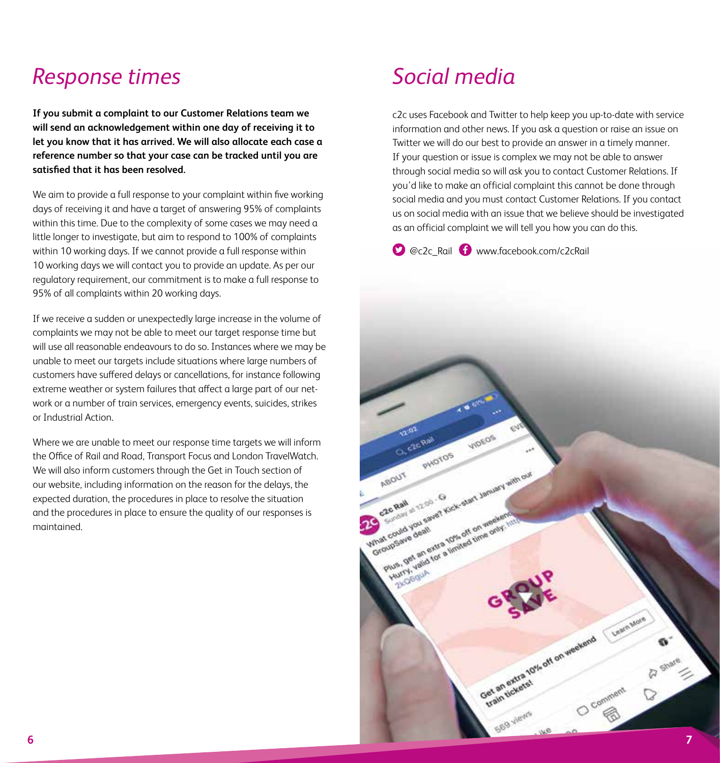# Response times

**If you submit a complaint to our Customer Relations team we will send an acknowledgement within one day of receiving it to let you know that it has arrived. We will also allocate each case a reference number so that your case can be tracked until you are satisfied that it has been resolved.**

We aim to provide a full response to your complaint within five working days of receiving it and have a target of answering 95% of complaints within this time. Due to the complexity of some cases we may need a little longer to investigate, but aim to respond to 100% of complaints within 10 working days. If we cannot provide a full response within 10 working days we will contact you to provide an update. As per our regulatory requirement, our commitment is to make a full response to 95% of all complaints within 20 working days.

If we receive a sudden or unexpectedly large increase in the volume of complaints we may not be able to meet our target response time but will use all reasonable endeavours to do so. Instances where we may be unable to meet our targets include situations where large numbers of customers have suffered delays or cancellations, for instance following extreme weather or system failures that affect a large part of our network or a number of train services, emergency events, suicides, strikes or Industrial Action.

Where we are unable to meet our response time targets we will inform the Office of Rail and Road, Transport Focus and London TravelWatch. We will also inform customers through the Get in Touch section of our website, including information on the reason for the delays, the expected duration, the procedures in place to resolve the situation and the procedures in place to ensure the quality of our responses is maintained.

# Social media

c2c uses Facebook and Twitter to help keep you up-to-date with service information and other news. If you ask a question or raise an issue on Twitter we will do our best to provide an answer in a timely manner. If your question or issue is complex we may not be able to answer through social media so will ask you to contact Customer Relations. If you'd like to make an official complaint this cannot be done through social media and you must contact Customer Relations. If you contact us on social media with an issue that we believe should be investigated as an official complaint we will tell you how you can do this.

@c2c_Rail www.facebook.com/c2cRail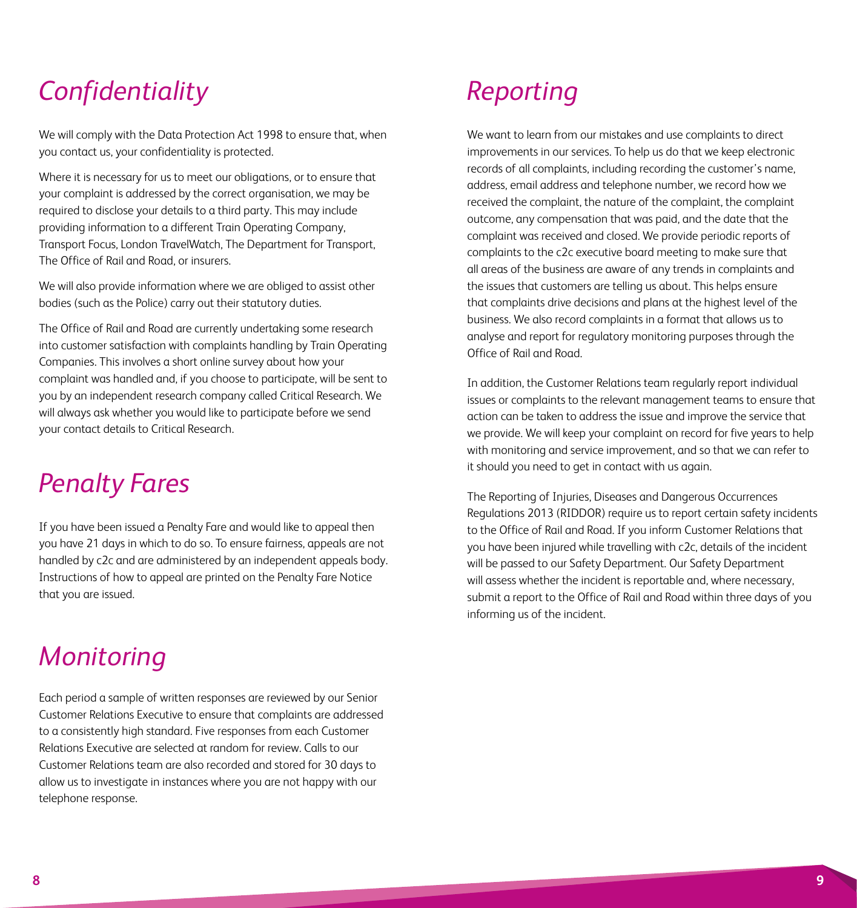# Confidentiality

We will comply with the Data Protection Act 1998 to ensure that, when you contact us, your confidentiality is protected.

Where it is necessary for us to meet our obligations, or to ensure that your complaint is addressed by the correct organisation, we may be required to disclose your details to a third party. This may include providing information to a different Train Operating Company, Transport Focus, London TravelWatch, The Department for Transport, The Office of Rail and Road, or insurers.

We will also provide information where we are obliged to assist other bodies (such as the Police) carry out their statutory duties.

The Office of Rail and Road are currently undertaking some research into customer satisfaction with complaints handling by Train Operating Companies. This involves a short online survey about how your complaint was handled and, if you choose to participate, will be sent to you by an independent research company called Critical Research. We will always ask whether you would like to participate before we send your contact details to Critical Research.

# Penalty Fares

If you have been issued a Penalty Fare and would like to appeal then you have 21 days in which to do so. To ensure fairness, appeals are not handled by c2c and are administered by an independent appeals body. Instructions of how to appeal are printed on the Penalty Fare Notice that you are issued.

# Monitoring

Each period a sample of written responses are reviewed by our Senior Customer Relations Executive to ensure that complaints are addressed to a consistently high standard. Five responses from each Customer Relations Executive are selected at random for review. Calls to our Customer Relations team are also recorded and stored for 30 days to allow us to investigate in instances where you are not happy with our telephone response.

# Reporting

We want to learn from our mistakes and use complaints to direct improvements in our services. To help us do that we keep electronic records of all complaints, including recording the customer's name, address, email address and telephone number, we record how we received the complaint, the nature of the complaint, the complaint outcome, any compensation that was paid, and the date that the complaint was received and closed. We provide periodic reports of complaints to the c2c executive board meeting to make sure that all areas of the business are aware of any trends in complaints and the issues that customers are telling us about. This helps ensure that complaints drive decisions and plans at the highest level of the business. We also record complaints in a format that allows us to analyse and report for regulatory monitoring purposes through the Office of Rail and Road.

In addition, the Customer Relations team regularly report individual issues or complaints to the relevant management teams to ensure that action can be taken to address the issue and improve the service that we provide. We will keep your complaint on record for five years to help with monitoring and service improvement, and so that we can refer to it should you need to get in contact with us again.

The Reporting of Injuries, Diseases and Dangerous Occurrences Regulations 2013 (RIDDOR) require us to report certain safety incidents to the Office of Rail and Road. If you inform Customer Relations that you have been injured while travelling with c2c, details of the incident will be passed to our Safety Department. Our Safety Department will assess whether the incident is reportable and, where necessary, submit a report to the Office of Rail and Road within three days of you informing us of the incident.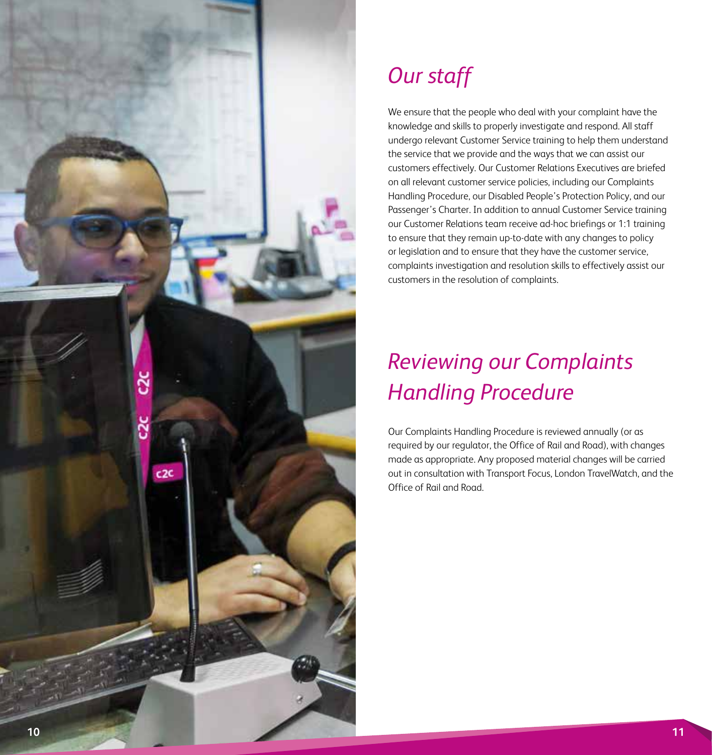## *Our staff*

We ensure that the people who deal with your complaint have the knowledge and skills to properly investigate and respond. All staff undergo relevant Customer Service training to help them understand the service that we provide and the ways that we can assist our customers effectively. Our Customer Relations Executives are briefed on all relevant customer service policies, including our Complaints Handling Procedure, our Disabled People's Protection Policy, and our Passenger's Charter. In addition to annual Customer Service training our Customer Relations team receive ad-hoc briefings or 1:1 training to ensure that they remain up-to-date with any changes to policy or legislation and to ensure that they have the customer service, complaints investigation and resolution skills to effectively assist our customers in the resolution of complaints.

## *Reviewing our Complaints Handling Procedure*

Our Complaints Handling Procedure is reviewed annually (or as required by our regulator, the Office of Rail and Road), with changes made as appropriate. Any proposed material changes will be carried out in consultation with Transport Focus, London TravelWatch, and the Office of Rail and Road.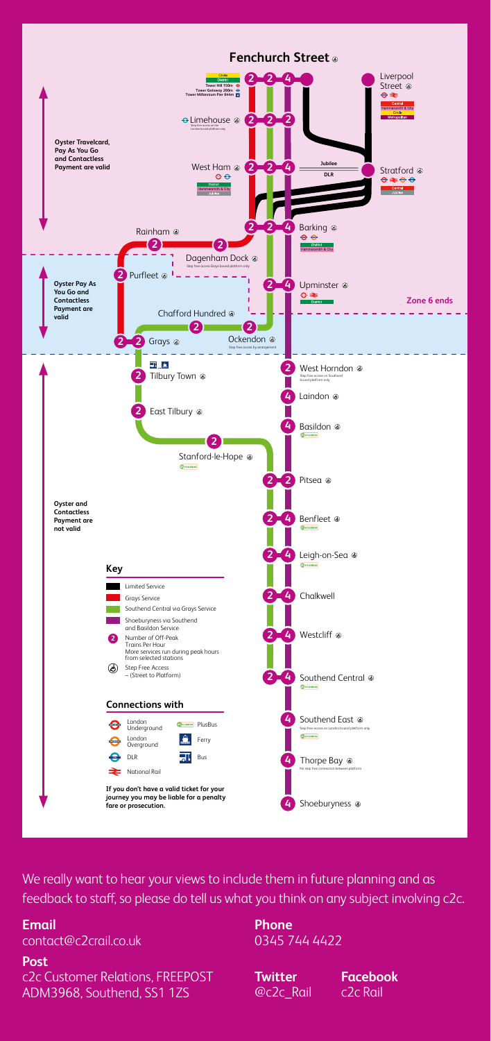# Fenchurch Street

Oyster Travelcard, Pay As You Go and Contactless Payment are valid

Oyster Pay As You Go and Contactless Payment are valid

Oyster and Contactless Payment are not valid

Zone 6 ends

Circle
District
Tower Hill 150m
Tower Gateway 200m
Tower Millennium Pier 644m

Liverpool Street
Central
Hammersmith & City
Circle
Metropolitan

Limehouse
Step free access on the London bound platform only

West Ham
District
Hammersmith & City
Jubilee

Jubilee
DLR

Stratford
Central
Jubilee

Rainham

Barking
District
Hammersmith & City

Dagenham Dock
Step free access Grays bound platform only

Purfleet

Upminster
District

Chafford Hundred

Grays

Ockendon
Step free access by arrangement

Tilbury Town

West Horndon
Step free access on Southend bound platform only

Laindon

East Tilbury

Basildon

Stanford-le-Hope

Pitsea

Benfleet

Leigh-on-Sea

Chalkwell

Westcliff

Southend Central

Southend East
Step free access on London bound platform only

Thorpe Bay
No step free connection between platform

Shoeburyness

## Key

- Limited Service
- Grays Service
- Southend Central via Grays Service
- Shoeburyness via Southend and Basildon Service
- 2 Number of Off-Peak Trains Per Hour. More services run during peak hours from selected stations
- Step Free Access – (Street to Platform)

## Connections with

- London Underground
- London Overground
- DLR
- National Rail
- PlusBus
- Ferry
- Bus

**If you don't have a valid ticket for your journey you may be liable for a penalty fare or prosecution.**

We really want to hear your views to include them in future planning and as feedback to staff, so please do tell us what you think on any subject involving c2c.

**Email**
contact@c2crail.co.uk

**Post**
c2c Customer Relations, FREEPOST ADM3968, Southend, SS1 1ZS

**Phone**
0345 744 4422

**Twitter**
@c2c_Rail

**Facebook**
c2c Rail